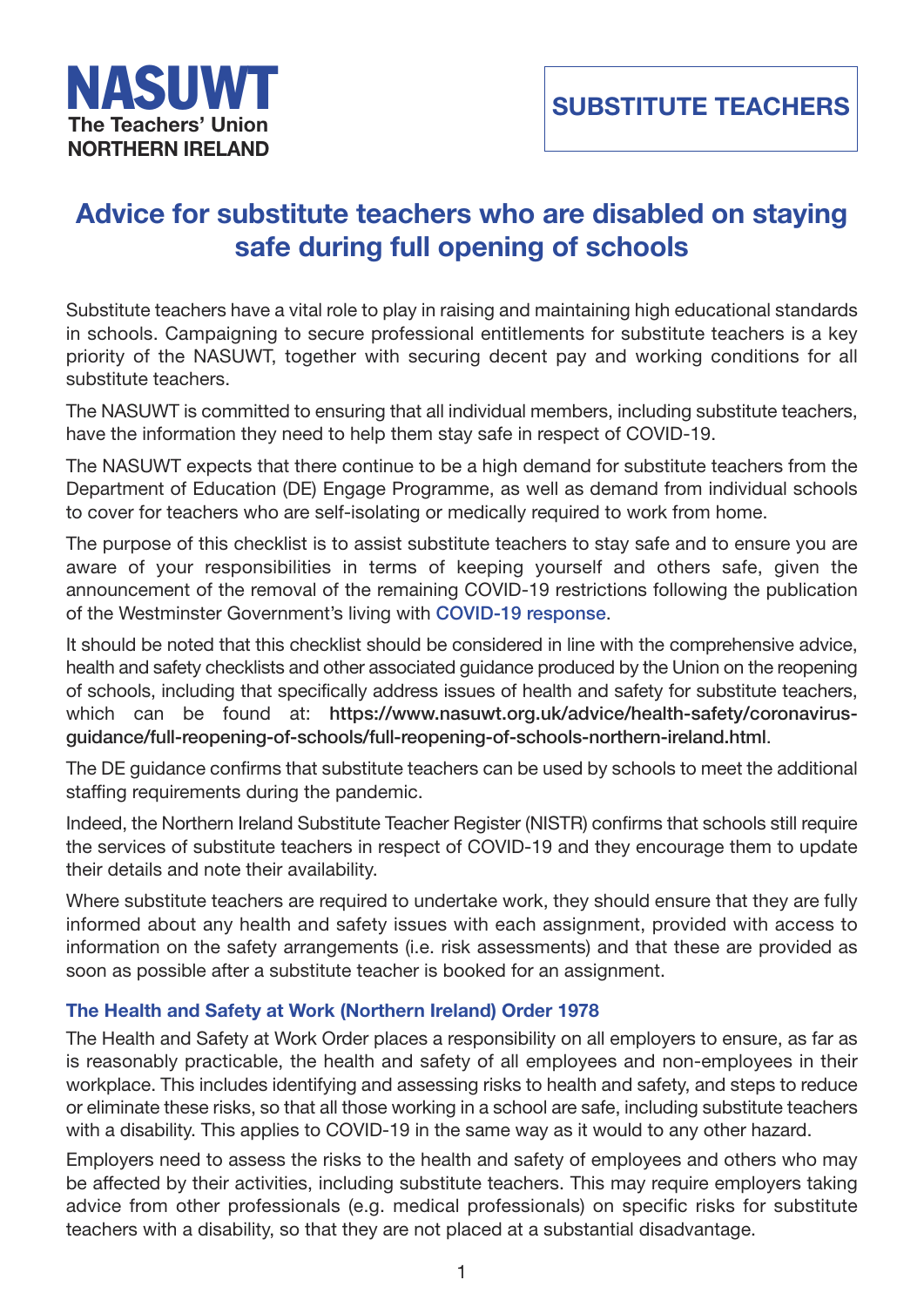NASUWT
The Teachers' Union
NORTHERN IRELAND

**SUBSTITUTE TEACHERS**

# Advice for substitute teachers who are disabled on staying safe during full opening of schools

Substitute teachers have a vital role to play in raising and maintaining high educational standards in schools. Campaigning to secure professional entitlements for substitute teachers is a key priority of the NASUWT, together with securing decent pay and working conditions for all substitute teachers.

The NASUWT is committed to ensuring that all individual members, including substitute teachers, have the information they need to help them stay safe in respect of COVID-19.

The NASUWT expects that there continue to be a high demand for substitute teachers from the Department of Education (DE) Engage Programme, as well as demand from individual schools to cover for teachers who are self-isolating or medically required to work from home.

The purpose of this checklist is to assist substitute teachers to stay safe and to ensure you are aware of your responsibilities in terms of keeping yourself and others safe, given the announcement of the removal of the remaining COVID-19 restrictions following the publication of the Westminster Government's living with COVID-19 response.

It should be noted that this checklist should be considered in line with the comprehensive advice, health and safety checklists and other associated guidance produced by the Union on the reopening of schools, including that specifically address issues of health and safety for substitute teachers, which can be found at: **https://www.nasuwt.org.uk/advice/health-safety/coronavirus-guidance/full-reopening-of-schools/full-reopening-of-schools-northern-ireland.html**.

The DE guidance confirms that substitute teachers can be used by schools to meet the additional staffing requirements during the pandemic.

Indeed, the Northern Ireland Substitute Teacher Register (NISTR) confirms that schools still require the services of substitute teachers in respect of COVID-19 and they encourage them to update their details and note their availability.

Where substitute teachers are required to undertake work, they should ensure that they are fully informed about any health and safety issues with each assignment, provided with access to information on the safety arrangements (i.e. risk assessments) and that these are provided as soon as possible after a substitute teacher is booked for an assignment.

### The Health and Safety at Work (Northern Ireland) Order 1978

The Health and Safety at Work Order places a responsibility on all employers to ensure, as far as is reasonably practicable, the health and safety of all employees and non-employees in their workplace. This includes identifying and assessing risks to health and safety, and steps to reduce or eliminate these risks, so that all those working in a school are safe, including substitute teachers with a disability. This applies to COVID-19 in the same way as it would to any other hazard.

Employers need to assess the risks to the health and safety of employees and others who may be affected by their activities, including substitute teachers. This may require employers taking advice from other professionals (e.g. medical professionals) on specific risks for substitute teachers with a disability, so that they are not placed at a substantial disadvantage.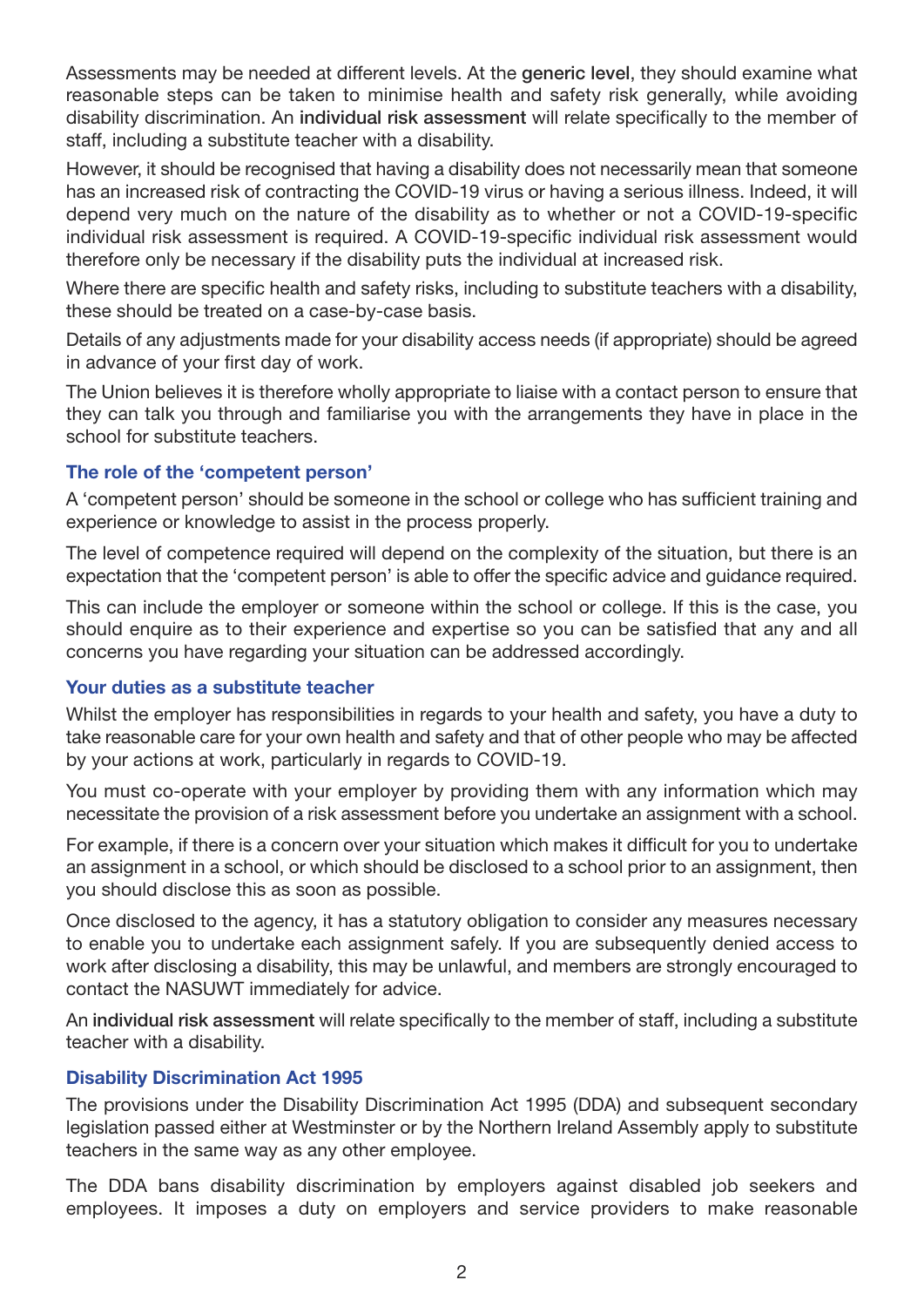Assessments may be needed at different levels. At the **generic level**, they should examine what reasonable steps can be taken to minimise health and safety risk generally, while avoiding disability discrimination. An **individual risk assessment** will relate specifically to the member of staff, including a substitute teacher with a disability.

However, it should be recognised that having a disability does not necessarily mean that someone has an increased risk of contracting the COVID-19 virus or having a serious illness. Indeed, it will depend very much on the nature of the disability as to whether or not a COVID-19-specific individual risk assessment is required. A COVID-19-specific individual risk assessment would therefore only be necessary if the disability puts the individual at increased risk.

Where there are specific health and safety risks, including to substitute teachers with a disability, these should be treated on a case-by-case basis.

Details of any adjustments made for your disability access needs (if appropriate) should be agreed in advance of your first day of work.

The Union believes it is therefore wholly appropriate to liaise with a contact person to ensure that they can talk you through and familiarise you with the arrangements they have in place in the school for substitute teachers.

### The role of the 'competent person'

A 'competent person' should be someone in the school or college who has sufficient training and experience or knowledge to assist in the process properly.

The level of competence required will depend on the complexity of the situation, but there is an expectation that the 'competent person' is able to offer the specific advice and guidance required.

This can include the employer or someone within the school or college. If this is the case, you should enquire as to their experience and expertise so you can be satisfied that any and all concerns you have regarding your situation can be addressed accordingly.

### Your duties as a substitute teacher

Whilst the employer has responsibilities in regards to your health and safety, you have a duty to take reasonable care for your own health and safety and that of other people who may be affected by your actions at work, particularly in regards to COVID-19.

You must co-operate with your employer by providing them with any information which may necessitate the provision of a risk assessment before you undertake an assignment with a school.

For example, if there is a concern over your situation which makes it difficult for you to undertake an assignment in a school, or which should be disclosed to a school prior to an assignment, then you should disclose this as soon as possible.

Once disclosed to the agency, it has a statutory obligation to consider any measures necessary to enable you to undertake each assignment safely. If you are subsequently denied access to work after disclosing a disability, this may be unlawful, and members are strongly encouraged to contact the NASUWT immediately for advice.

An **individual risk assessment** will relate specifically to the member of staff, including a substitute teacher with a disability.

### Disability Discrimination Act 1995

The provisions under the Disability Discrimination Act 1995 (DDA) and subsequent secondary legislation passed either at Westminster or by the Northern Ireland Assembly apply to substitute teachers in the same way as any other employee.

The DDA bans disability discrimination by employers against disabled job seekers and employees. It imposes a duty on employers and service providers to make reasonable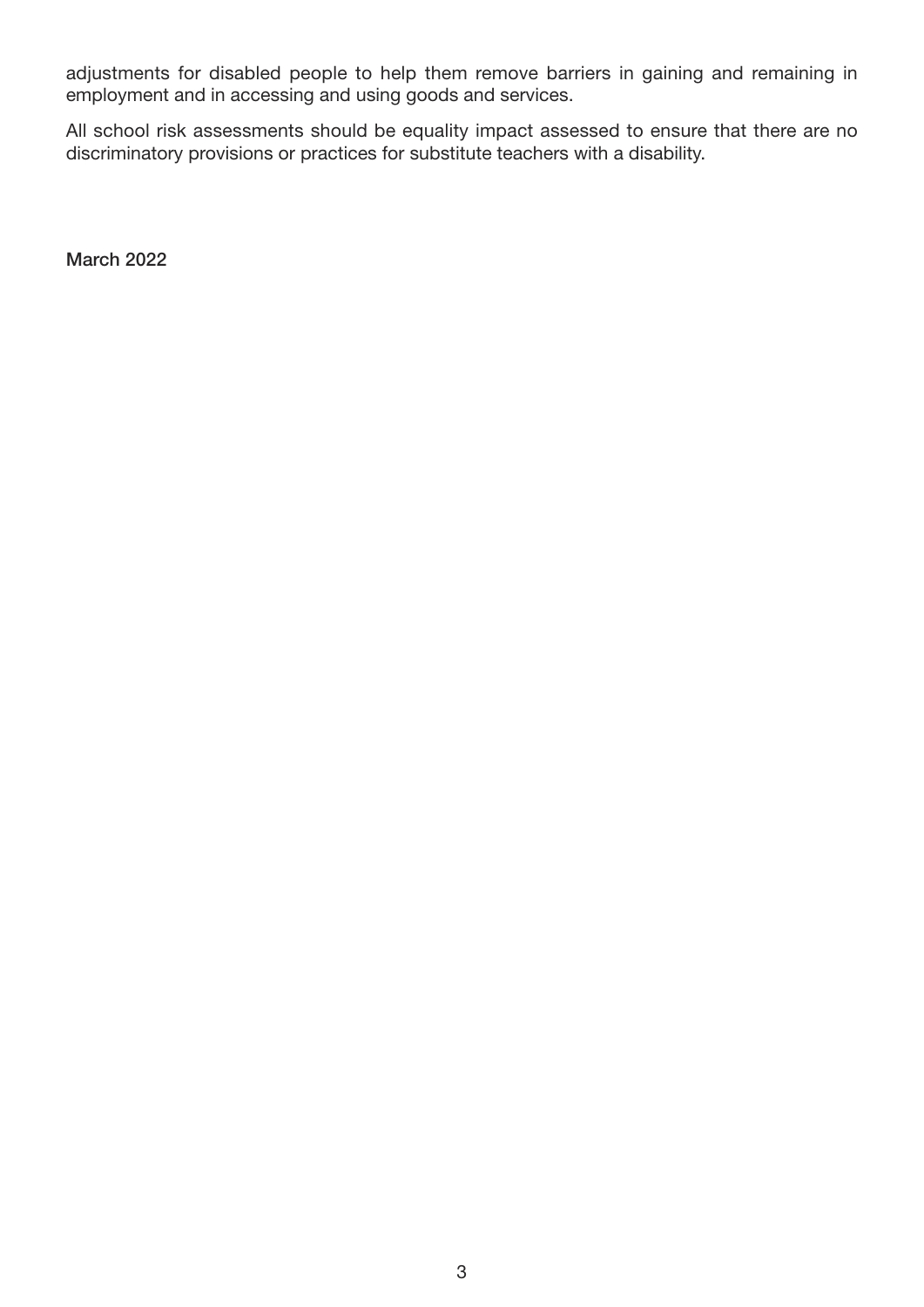adjustments for disabled people to help them remove barriers in gaining and remaining in employment and in accessing and using goods and services.

All school risk assessments should be equality impact assessed to ensure that there are no discriminatory provisions or practices for substitute teachers with a disability.

**March 2022**